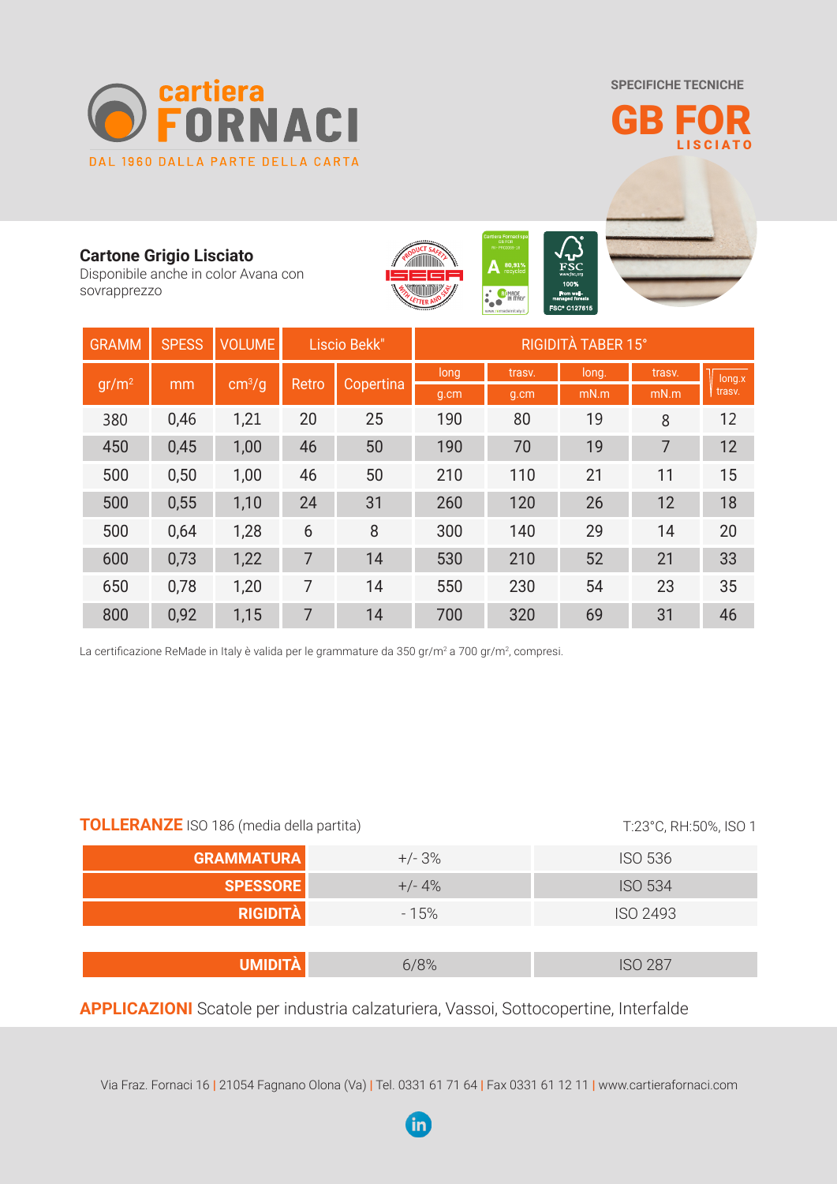cartiera FORNACI

DAL 1960 DALLA PARTE DELLA CARTA

SPECIFICHE TECNICHE

# GB FOR

LISCIATO

**Cartone Grigio Lisciato**
Disponibile anche in color Avana con sovrapprezzo

| GRAMM | SPESS | VOLUME | Liscio Bekk" | | RIGIDITÀ TABER 15° | | | | |
|---|---|---|---|---|---|---|---|---|---|
| gr/m² | mm | cm³/g | Retro | Copertina | long g.cm | trasv. g.cm | long. mN.m | trasv. mN.m | √ long.x trasv. |
| 380 | 0,46 | 1,21 | 20 | 25 | 190 | 80 | 19 | 8 | 12 |
| 450 | 0,45 | 1,00 | 46 | 50 | 190 | 70 | 19 | 7 | 12 |
| 500 | 0,50 | 1,00 | 46 | 50 | 210 | 110 | 21 | 11 | 15 |
| 500 | 0,55 | 1,10 | 24 | 31 | 260 | 120 | 26 | 12 | 18 |
| 500 | 0,64 | 1,28 | 6 | 8 | 300 | 140 | 29 | 14 | 20 |
| 600 | 0,73 | 1,22 | 7 | 14 | 530 | 210 | 52 | 21 | 33 |
| 650 | 0,78 | 1,20 | 7 | 14 | 550 | 230 | 54 | 23 | 35 |
| 800 | 0,92 | 1,15 | 7 | 14 | 700 | 320 | 69 | 31 | 46 |

La certificazione ReMade in Italy è valida per le grammature da 350 gr/m² a 700 gr/m², compresi.

**TOLLERANZE** ISO 186 (media della partita) — T:23°C, RH:50%, ISO 1

| | | |
|---|---|---|
| **GRAMMATURA** | +/- 3% | ISO 536 |
| **SPESSORE** | +/- 4% | ISO 534 |
| **RIGIDITÀ** | - 15% | ISO 2493 |
| **UMIDITÀ** | 6/8% | ISO 287 |

**APPLICAZIONI** Scatole per industria calzaturiera, Vassoi, Sottocopertine, Interfalde

Via Fraz. Fornaci 16 | 21054 Fagnano Olona (Va) | Tel. 0331 61 71 64 | Fax 0331 61 12 11 | www.cartierafornaci.com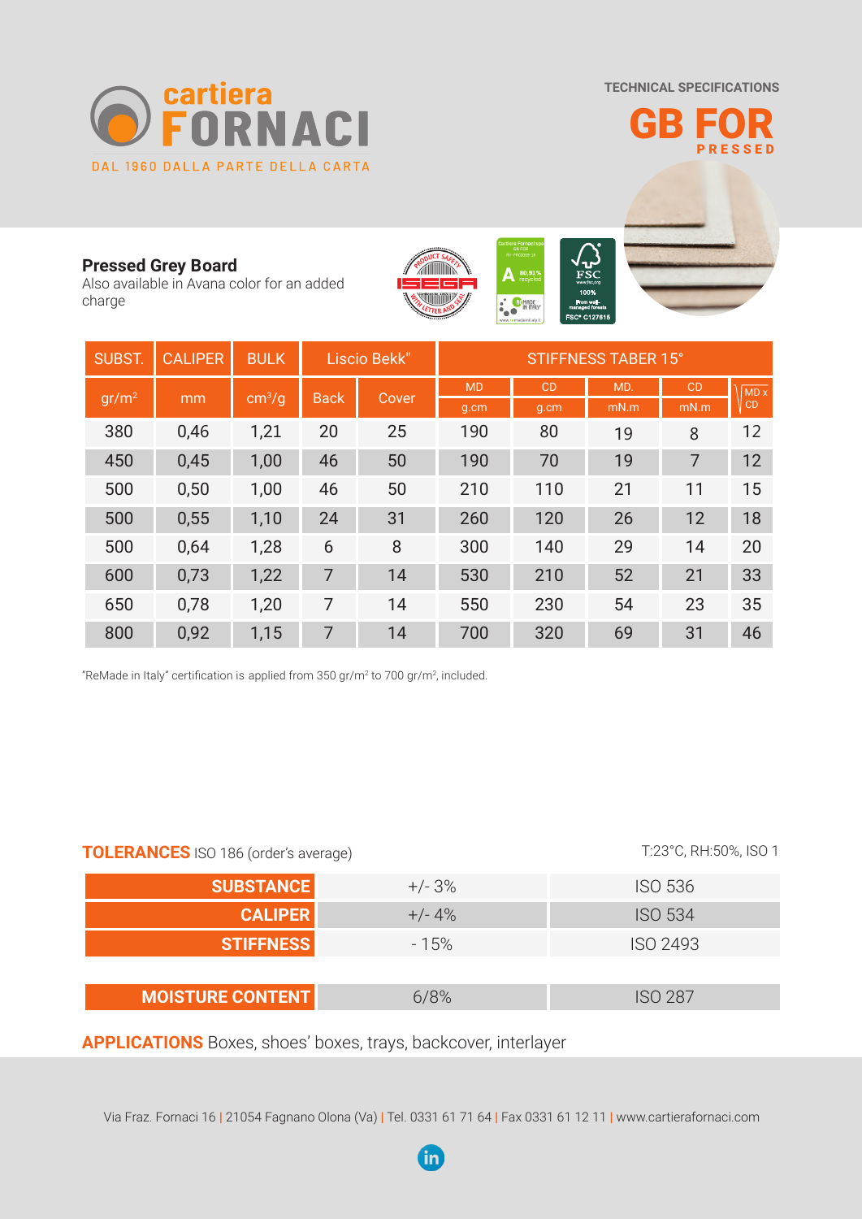cartiera FORNACI

DAL 1960 DALLA PARTE DELLA CARTA

TECHNICAL SPECIFICATIONS

# GB FOR

PRESSED

**Pressed Grey Board**
Also available in Avana color for an added charge

| SUBST. | CALIPER | BULK | Liscio Bekk" | | STIFFNESS TABER 15° | | | | |
|---|---|---|---|---|---|---|---|---|---|
| | | | | | MD | CD | MD. | CD | $\sqrt{MD \times CD}$ |
| gr/m² | mm | cm³/g | Back | Cover | g.cm | g.cm | mN.m | mN.m | |
| 380 | 0,46 | 1,21 | 20 | 25 | 190 | 80 | 19 | 8 | 12 |
| 450 | 0,45 | 1,00 | 46 | 50 | 190 | 70 | 19 | 7 | 12 |
| 500 | 0,50 | 1,00 | 46 | 50 | 210 | 110 | 21 | 11 | 15 |
| 500 | 0,55 | 1,10 | 24 | 31 | 260 | 120 | 26 | 12 | 18 |
| 500 | 0,64 | 1,28 | 6 | 8 | 300 | 140 | 29 | 14 | 20 |
| 600 | 0,73 | 1,22 | 7 | 14 | 530 | 210 | 52 | 21 | 33 |
| 650 | 0,78 | 1,20 | 7 | 14 | 550 | 230 | 54 | 23 | 35 |
| 800 | 0,92 | 1,15 | 7 | 14 | 700 | 320 | 69 | 31 | 46 |

"ReMade in Italy" certification is applied from 350 gr/m² to 700 gr/m², included.

**TOLERANCES** ISO 186 (order's average)

T:23°C, RH:50%, ISO 1

| | | |
|---|---|---|
| **SUBSTANCE** | +/- 3% | ISO 536 |
| **CALIPER** | +/- 4% | ISO 534 |
| **STIFFNESS** | - 15% | ISO 2493 |

| | | |
|---|---|---|
| **MOISTURE CONTENT** | 6/8% | ISO 287 |

**APPLICATIONS** Boxes, shoes' boxes, trays, backcover, interlayer

Via Fraz. Fornaci 16 | 21054 Fagnano Olona (Va) | Tel. 0331 61 71 64 | Fax 0331 61 12 11 | www.cartierafornaci.com